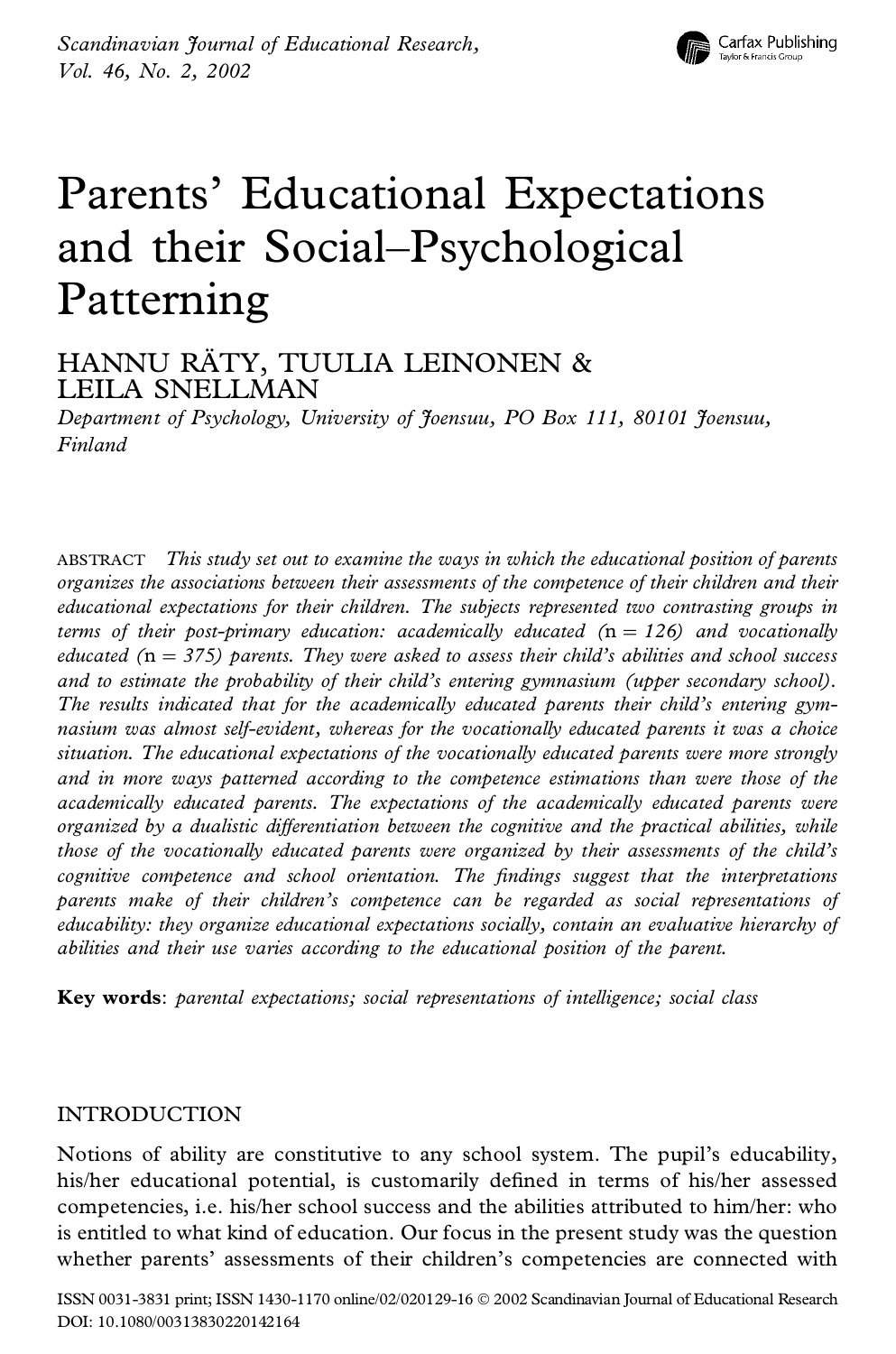# Parents' Educational Expectations and their Social–Psychological Patterning

HANNU RÄTY, TUULIA LEINONEN & LEILA SNELLMAN

*Department of Psychology, University of Joensuu, PO Box 111, 80101 Joensuu, Finland*

ABSTRACT *This study set out to examine the ways in which the educational position of parents organizes the associations between their assessments of the competence of their children and their educational expectations for their children. The subjects represented two contrasting groups in terms of their post-primary education: academically educated (n = 126) and vocationally educated (n = 375) parents. They were asked to assess their child's abilities and school success and to estimate the probability of their child's entering gymnasium (upper secondary school). The results indicated that for the academically educated parents their child's entering gymnasium was almost self-evident, whereas for the vocationally educated parents it was a choice situation. The educational expectations of the vocationally educated parents were more strongly and in more ways patterned according to the competence estimations than were those of the academically educated parents. The expectations of the academically educated parents were organized by a dualistic differentiation between the cognitive and the practical abilities, while those of the vocationally educated parents were organized by their assessments of the child's cognitive competence and school orientation. The findings suggest that the interpretations parents make of their children's competence can be regarded as social representations of educability: they organize educational expectations socially, contain an evaluative hierarchy of abilities and their use varies according to the educational position of the parent.*

**Key words**: *parental expectations; social representations of intelligence; social class*

## INTRODUCTION

Notions of ability are constitutive to any school system. The pupil's educability, his/her educational potential, is customarily defined in terms of his/her assessed competencies, i.e. his/her school success and the abilities attributed to him/her: who is entitled to what kind of education. Our focus in the present study was the question whether parents' assessments of their children's competencies are connected with

ISSN 0031-3831 print; ISSN 1430-1170 online/02/020129-16 © 2002 Scandinavian Journal of Educational Research
DOI: 10.1080/00313830220142164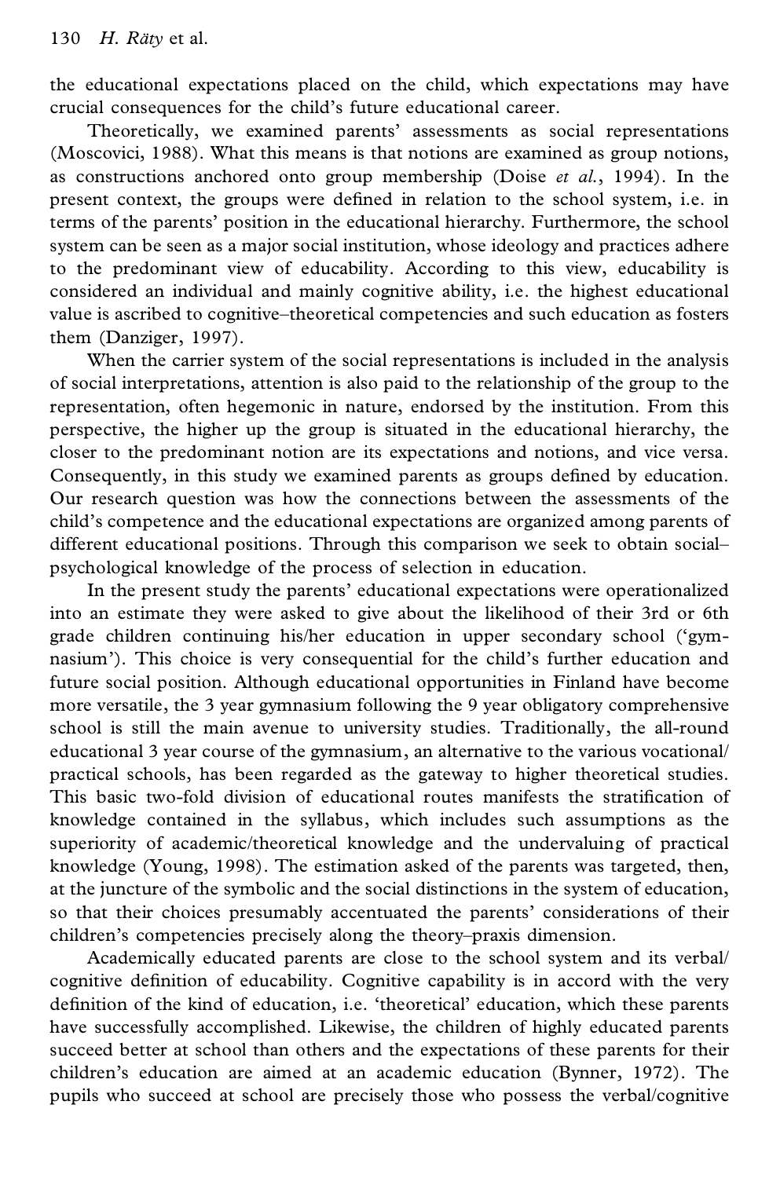the educational expectations placed on the child, which expectations may have crucial consequences for the child's future educational career.

Theoretically, we examined parents' assessments as social representations (Moscovici, 1988). What this means is that notions are examined as group notions, as constructions anchored onto group membership (Doise *et al.*, 1994). In the present context, the groups were defined in relation to the school system, i.e. in terms of the parents' position in the educational hierarchy. Furthermore, the school system can be seen as a major social institution, whose ideology and practices adhere to the predominant view of educability. According to this view, educability is considered an individual and mainly cognitive ability, i.e. the highest educational value is ascribed to cognitive–theoretical competencies and such education as fosters them (Danziger, 1997).

When the carrier system of the social representations is included in the analysis of social interpretations, attention is also paid to the relationship of the group to the representation, often hegemonic in nature, endorsed by the institution. From this perspective, the higher up the group is situated in the educational hierarchy, the closer to the predominant notion are its expectations and notions, and vice versa. Consequently, in this study we examined parents as groups defined by education. Our research question was how the connections between the assessments of the child's competence and the educational expectations are organized among parents of different educational positions. Through this comparison we seek to obtain social–psychological knowledge of the process of selection in education.

In the present study the parents' educational expectations were operationalized into an estimate they were asked to give about the likelihood of their 3rd or 6th grade children continuing his/her education in upper secondary school ('gymnasium'). This choice is very consequential for the child's further education and future social position. Although educational opportunities in Finland have become more versatile, the 3 year gymnasium following the 9 year obligatory comprehensive school is still the main avenue to university studies. Traditionally, the all-round educational 3 year course of the gymnasium, an alternative to the various vocational/practical schools, has been regarded as the gateway to higher theoretical studies. This basic two-fold division of educational routes manifests the stratification of knowledge contained in the syllabus, which includes such assumptions as the superiority of academic/theoretical knowledge and the undervaluing of practical knowledge (Young, 1998). The estimation asked of the parents was targeted, then, at the juncture of the symbolic and the social distinctions in the system of education, so that their choices presumably accentuated the parents' considerations of their children's competencies precisely along the theory–praxis dimension.

Academically educated parents are close to the school system and its verbal/cognitive definition of educability. Cognitive capability is in accord with the very definition of the kind of education, i.e. 'theoretical' education, which these parents have successfully accomplished. Likewise, the children of highly educated parents succeed better at school than others and the expectations of these parents for their children's education are aimed at an academic education (Bynner, 1972). The pupils who succeed at school are precisely those who possess the verbal/cognitive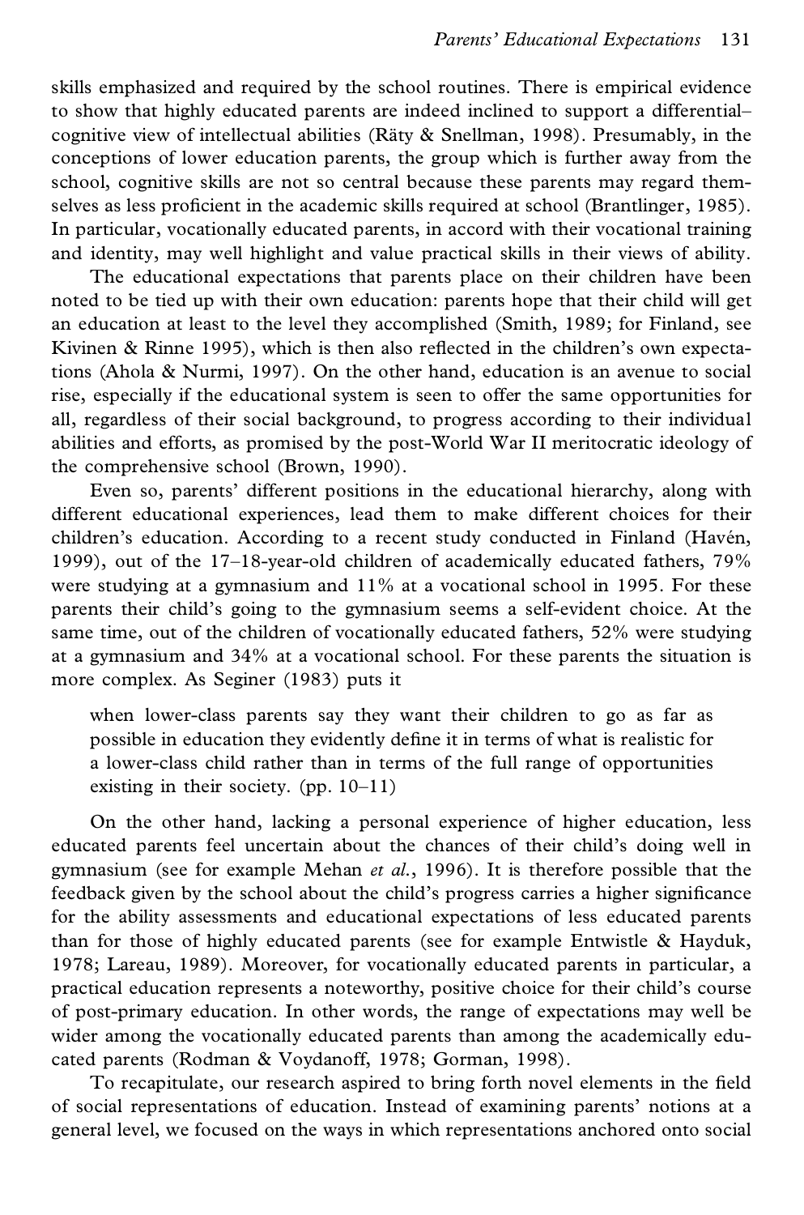skills emphasized and required by the school routines. There is empirical evidence to show that highly educated parents are indeed inclined to support a differential–cognitive view of intellectual abilities (Räty & Snellman, 1998). Presumably, in the conceptions of lower education parents, the group which is further away from the school, cognitive skills are not so central because these parents may regard themselves as less proficient in the academic skills required at school (Brantlinger, 1985). In particular, vocationally educated parents, in accord with their vocational training and identity, may well highlight and value practical skills in their views of ability.

The educational expectations that parents place on their children have been noted to be tied up with their own education: parents hope that their child will get an education at least to the level they accomplished (Smith, 1989; for Finland, see Kivinen & Rinne 1995), which is then also reflected in the children's own expectations (Ahola & Nurmi, 1997). On the other hand, education is an avenue to social rise, especially if the educational system is seen to offer the same opportunities for all, regardless of their social background, to progress according to their individual abilities and efforts, as promised by the post-World War II meritocratic ideology of the comprehensive school (Brown, 1990).

Even so, parents' different positions in the educational hierarchy, along with different educational experiences, lead them to make different choices for their children's education. According to a recent study conducted in Finland (Havén, 1999), out of the 17–18-year-old children of academically educated fathers, 79% were studying at a gymnasium and 11% at a vocational school in 1995. For these parents their child's going to the gymnasium seems a self-evident choice. At the same time, out of the children of vocationally educated fathers, 52% were studying at a gymnasium and 34% at a vocational school. For these parents the situation is more complex. As Seginer (1983) puts it

> when lower-class parents say they want their children to go as far as possible in education they evidently define it in terms of what is realistic for a lower-class child rather than in terms of the full range of opportunities existing in their society. (pp. 10–11)

On the other hand, lacking a personal experience of higher education, less educated parents feel uncertain about the chances of their child's doing well in gymnasium (see for example Mehan *et al.*, 1996). It is therefore possible that the feedback given by the school about the child's progress carries a higher significance for the ability assessments and educational expectations of less educated parents than for those of highly educated parents (see for example Entwistle & Hayduk, 1978; Lareau, 1989). Moreover, for vocationally educated parents in particular, a practical education represents a noteworthy, positive choice for their child's course of post-primary education. In other words, the range of expectations may well be wider among the vocationally educated parents than among the academically educated parents (Rodman & Voydanoff, 1978; Gorman, 1998).

To recapitulate, our research aspired to bring forth novel elements in the field of social representations of education. Instead of examining parents' notions at a general level, we focused on the ways in which representations anchored onto social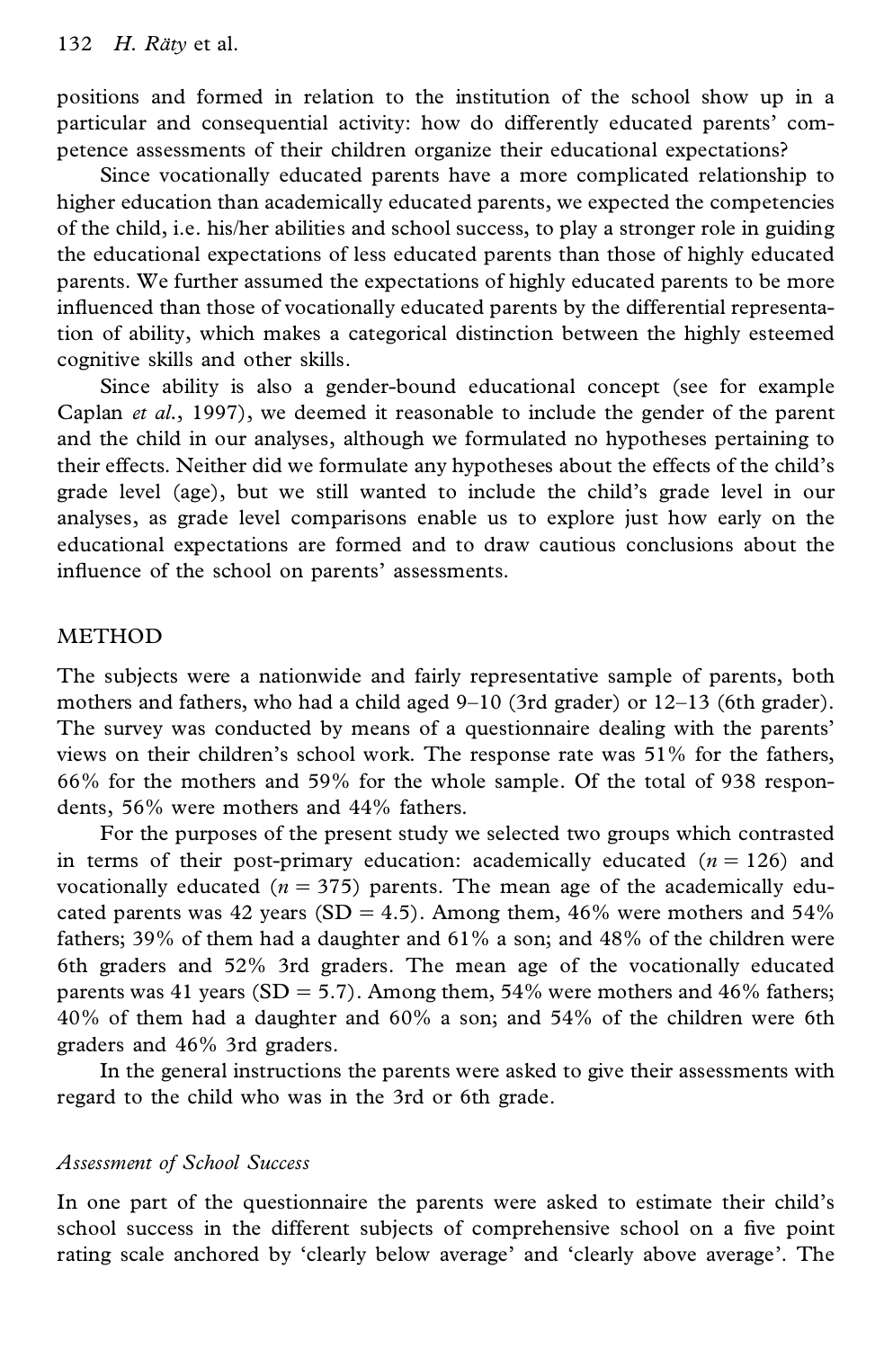positions and formed in relation to the institution of the school show up in a particular and consequential activity: how do differently educated parents' competence assessments of their children organize their educational expectations?

Since vocationally educated parents have a more complicated relationship to higher education than academically educated parents, we expected the competencies of the child, i.e. his/her abilities and school success, to play a stronger role in guiding the educational expectations of less educated parents than those of highly educated parents. We further assumed the expectations of highly educated parents to be more influenced than those of vocationally educated parents by the differential representation of ability, which makes a categorical distinction between the highly esteemed cognitive skills and other skills.

Since ability is also a gender-bound educational concept (see for example Caplan *et al.*, 1997), we deemed it reasonable to include the gender of the parent and the child in our analyses, although we formulated no hypotheses pertaining to their effects. Neither did we formulate any hypotheses about the effects of the child's grade level (age), but we still wanted to include the child's grade level in our analyses, as grade level comparisons enable us to explore just how early on the educational expectations are formed and to draw cautious conclusions about the influence of the school on parents' assessments.

## METHOD

The subjects were a nationwide and fairly representative sample of parents, both mothers and fathers, who had a child aged 9–10 (3rd grader) or 12–13 (6th grader). The survey was conducted by means of a questionnaire dealing with the parents' views on their children's school work. The response rate was 51% for the fathers, 66% for the mothers and 59% for the whole sample. Of the total of 938 respondents, 56% were mothers and 44% fathers.

For the purposes of the present study we selected two groups which contrasted in terms of their post-primary education: academically educated ($n = 126$) and vocationally educated ($n = 375$) parents. The mean age of the academically educated parents was 42 years (SD = 4.5). Among them, 46% were mothers and 54% fathers; 39% of them had a daughter and 61% a son; and 48% of the children were 6th graders and 52% 3rd graders. The mean age of the vocationally educated parents was 41 years (SD = 5.7). Among them, 54% were mothers and 46% fathers; 40% of them had a daughter and 60% a son; and 54% of the children were 6th graders and 46% 3rd graders.

In the general instructions the parents were asked to give their assessments with regard to the child who was in the 3rd or 6th grade.

### *Assessment of School Success*

In one part of the questionnaire the parents were asked to estimate their child's school success in the different subjects of comprehensive school on a five point rating scale anchored by 'clearly below average' and 'clearly above average'. The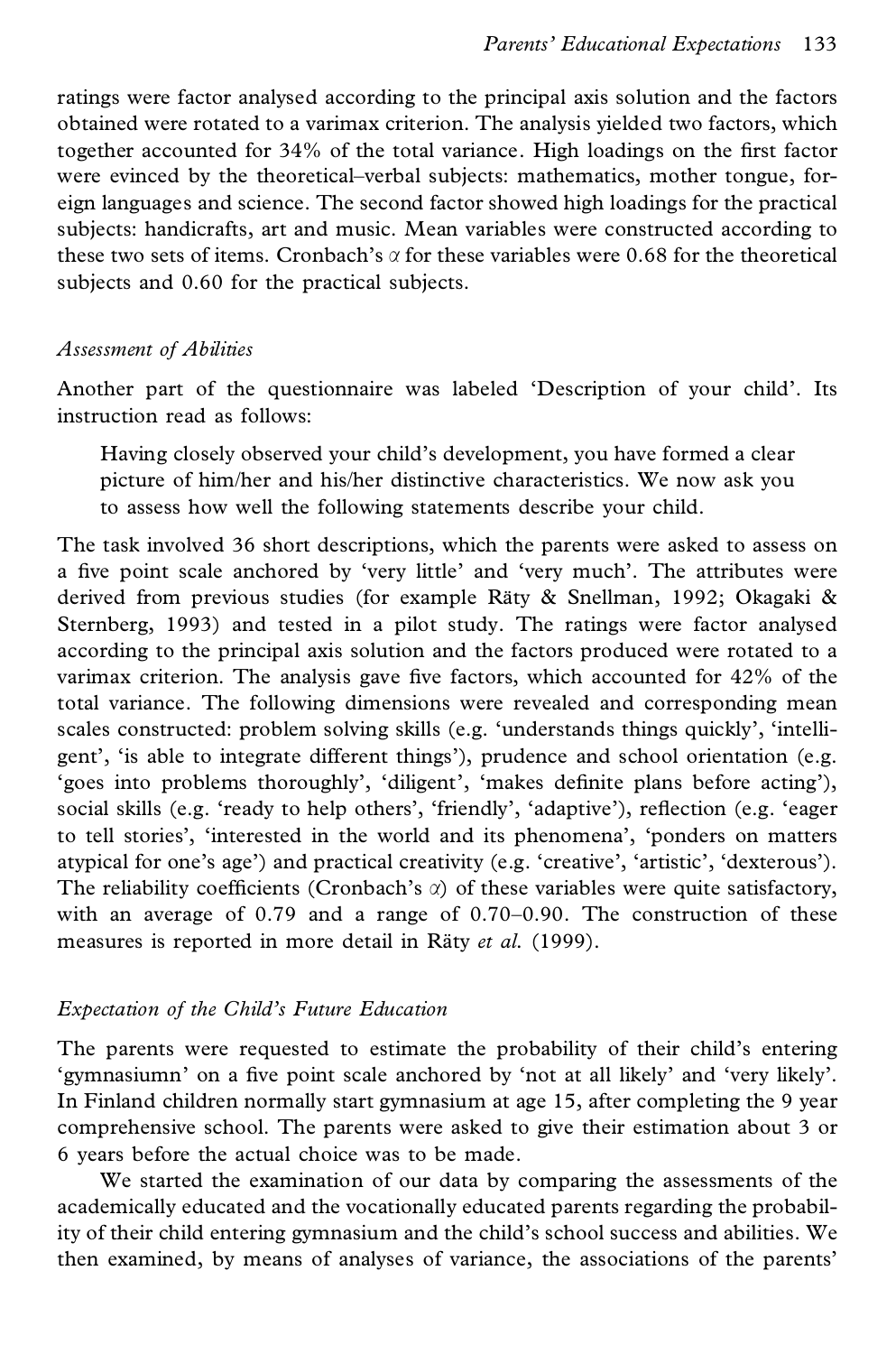ratings were factor analysed according to the principal axis solution and the factors obtained were rotated to a varimax criterion. The analysis yielded two factors, which together accounted for 34% of the total variance. High loadings on the first factor were evinced by the theoretical–verbal subjects: mathematics, mother tongue, foreign languages and science. The second factor showed high loadings for the practical subjects: handicrafts, art and music. Mean variables were constructed according to these two sets of items. Cronbach's $\alpha$ for these variables were 0.68 for the theoretical subjects and 0.60 for the practical subjects.

### *Assessment of Abilities*

Another part of the questionnaire was labeled 'Description of your child'. Its instruction read as follows:

> Having closely observed your child's development, you have formed a clear picture of him/her and his/her distinctive characteristics. We now ask you to assess how well the following statements describe your child.

The task involved 36 short descriptions, which the parents were asked to assess on a five point scale anchored by 'very little' and 'very much'. The attributes were derived from previous studies (for example Räty & Snellman, 1992; Okagaki & Sternberg, 1993) and tested in a pilot study. The ratings were factor analysed according to the principal axis solution and the factors produced were rotated to a varimax criterion. The analysis gave five factors, which accounted for 42% of the total variance. The following dimensions were revealed and corresponding mean scales constructed: problem solving skills (e.g. 'understands things quickly', 'intelligent', 'is able to integrate different things'), prudence and school orientation (e.g. 'goes into problems thoroughly', 'diligent', 'makes definite plans before acting'), social skills (e.g. 'ready to help others', 'friendly', 'adaptive'), reflection (e.g. 'eager to tell stories', 'interested in the world and its phenomena', 'ponders on matters atypical for one's age') and practical creativity (e.g. 'creative', 'artistic', 'dexterous'). The reliability coefficients (Cronbach's $\alpha$) of these variables were quite satisfactory, with an average of 0.79 and a range of 0.70–0.90. The construction of these measures is reported in more detail in Räty *et al.* (1999).

### *Expectation of the Child's Future Education*

The parents were requested to estimate the probability of their child's entering 'gymnasiumn' on a five point scale anchored by 'not at all likely' and 'very likely'. In Finland children normally start gymnasium at age 15, after completing the 9 year comprehensive school. The parents were asked to give their estimation about 3 or 6 years before the actual choice was to be made.

We started the examination of our data by comparing the assessments of the academically educated and the vocationally educated parents regarding the probability of their child entering gymnasium and the child's school success and abilities. We then examined, by means of analyses of variance, the associations of the parents'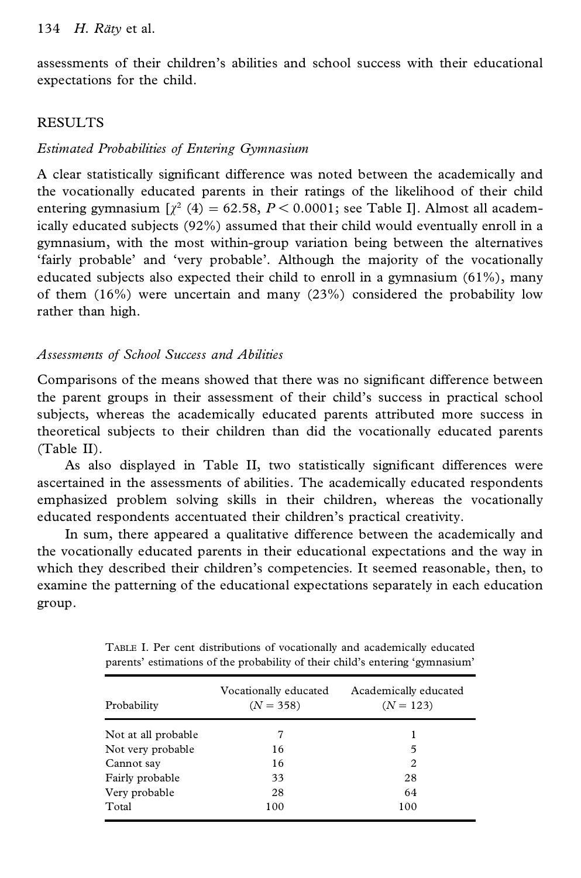assessments of their children's abilities and school success with their educational expectations for the child.

## RESULTS

### *Estimated Probabilities of Entering Gymnasium*

A clear statistically significant difference was noted between the academically and the vocationally educated parents in their ratings of the likelihood of their child entering gymnasium [$\chi^2$ (4) = 62.58, $P < 0.0001$; see Table I]. Almost all academically educated subjects (92%) assumed that their child would eventually enroll in a gymnasium, with the most within-group variation being between the alternatives 'fairly probable' and 'very probable'. Although the majority of the vocationally educated subjects also expected their child to enroll in a gymnasium (61%), many of them (16%) were uncertain and many (23%) considered the probability low rather than high.

### *Assessments of School Success and Abilities*

Comparisons of the means showed that there was no significant difference between the parent groups in their assessment of their child's success in practical school subjects, whereas the academically educated parents attributed more success in theoretical subjects to their children than did the vocationally educated parents (Table II).

As also displayed in Table II, two statistically significant differences were ascertained in the assessments of abilities. The academically educated respondents emphasized problem solving skills in their children, whereas the vocationally educated respondents accentuated their children's practical creativity.

In sum, there appeared a qualitative difference between the academically and the vocationally educated parents in their educational expectations and the way in which they described their children's competencies. It seemed reasonable, then, to examine the patterning of the educational expectations separately in each education group.

TABLE I. Per cent distributions of vocationally and academically educated parents' estimations of the probability of their child's entering 'gymnasium'

| Probability | Vocationally educated ($N$ = 358) | Academically educated ($N$ = 123) |
|---|---|---|
| Not at all probable | 7 | 1 |
| Not very probable | 16 | 5 |
| Cannot say | 16 | 2 |
| Fairly probable | 33 | 28 |
| Very probable | 28 | 64 |
| Total | 100 | 100 |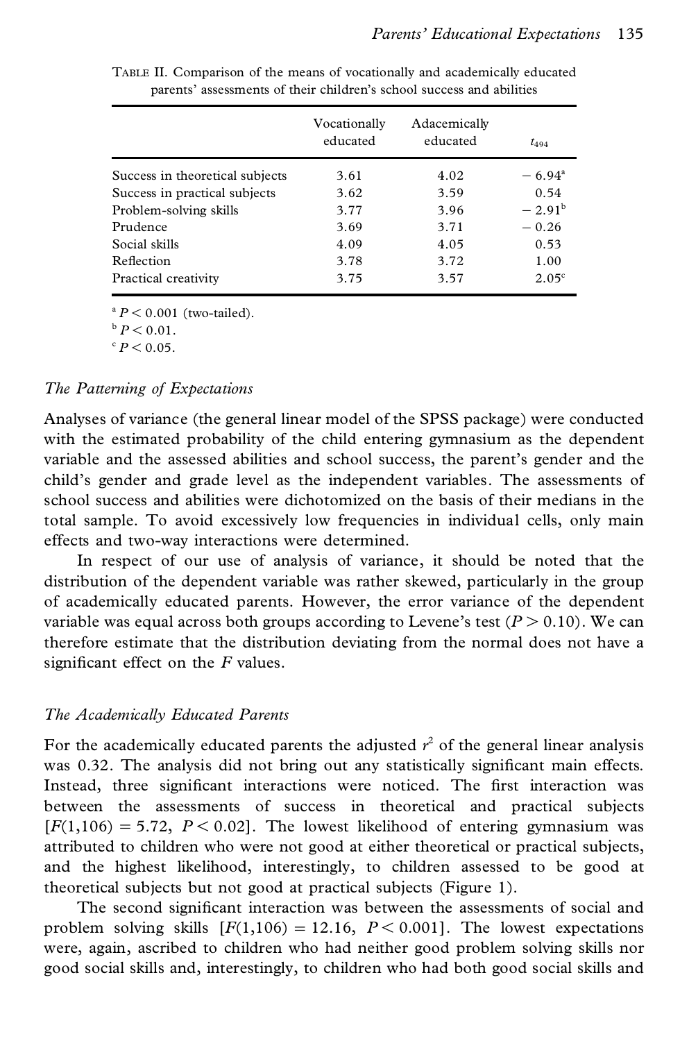TABLE II. Comparison of the means of vocationally and academically educated parents' assessments of their children's school success and abilities

| | Vocationally educated | Adacemically educated | $t_{494}$ |
|---|---|---|---|
| Success in theoretical subjects | 3.61 | 4.02 | $-6.94^{a}$ |
| Success in practical subjects | 3.62 | 3.59 | 0.54 |
| Problem-solving skills | 3.77 | 3.96 | $-2.91^{b}$ |
| Prudence | 3.69 | 3.71 | $-0.26$ |
| Social skills | 4.09 | 4.05 | 0.53 |
| Reflection | 3.78 | 3.72 | 1.00 |
| Practical creativity | 3.75 | 3.57 | $2.05^{c}$ |

[a] $P < 0.001$ (two-tailed).
[b] $P < 0.01$.
[c] $P < 0.05$.

### *The Patterning of Expectations*

Analyses of variance (the general linear model of the SPSS package) were conducted with the estimated probability of the child entering gymnasium as the dependent variable and the assessed abilities and school success, the parent's gender and the child's gender and grade level as the independent variables. The assessments of school success and abilities were dichotomized on the basis of their medians in the total sample. To avoid excessively low frequencies in individual cells, only main effects and two-way interactions were determined.

In respect of our use of analysis of variance, it should be noted that the distribution of the dependent variable was rather skewed, particularly in the group of academically educated parents. However, the error variance of the dependent variable was equal across both groups according to Levene's test ($P > 0.10$). We can therefore estimate that the distribution deviating from the normal does not have a significant effect on the $F$ values.

### *The Academically Educated Parents*

For the academically educated parents the adjusted $r^2$ of the general linear analysis was 0.32. The analysis did not bring out any statistically significant main effects. Instead, three significant interactions were noticed. The first interaction was between the assessments of success in theoretical and practical subjects [$F(1,106) = 5.72$, $P < 0.02$]. The lowest likelihood of entering gymnasium was attributed to children who were not good at either theoretical or practical subjects, and the highest likelihood, interestingly, to children assessed to be good at theoretical subjects but not good at practical subjects (Figure 1).

The second significant interaction was between the assessments of social and problem solving skills [$F(1,106) = 12.16$, $P < 0.001$]. The lowest expectations were, again, ascribed to children who had neither good problem solving skills nor good social skills and, interestingly, to children who had both good social skills and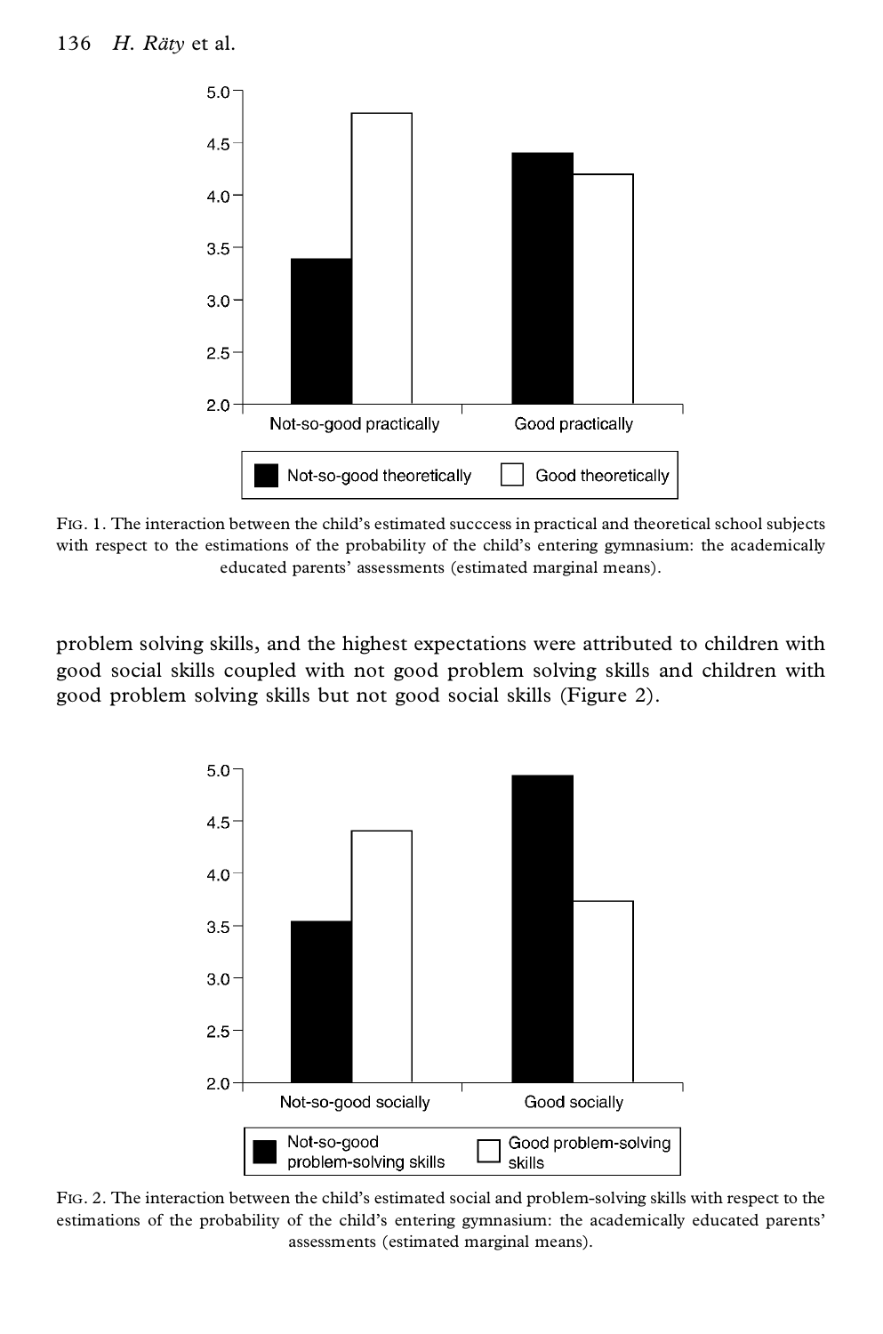FIG. 1. The interaction between the child's estimated succcess in practical and theoretical school subjects with respect to the estimations of the probability of the child's entering gymnasium: the academically educated parents' assessments (estimated marginal means).

problem solving skills, and the highest expectations were attributed to children with good social skills coupled with not good problem solving skills and children with good problem solving skills but not good social skills (Figure 2).

FIG. 2. The interaction between the child's estimated social and problem-solving skills with respect to the estimations of the probability of the child's entering gymnasium: the academically educated parents' assessments (estimated marginal means).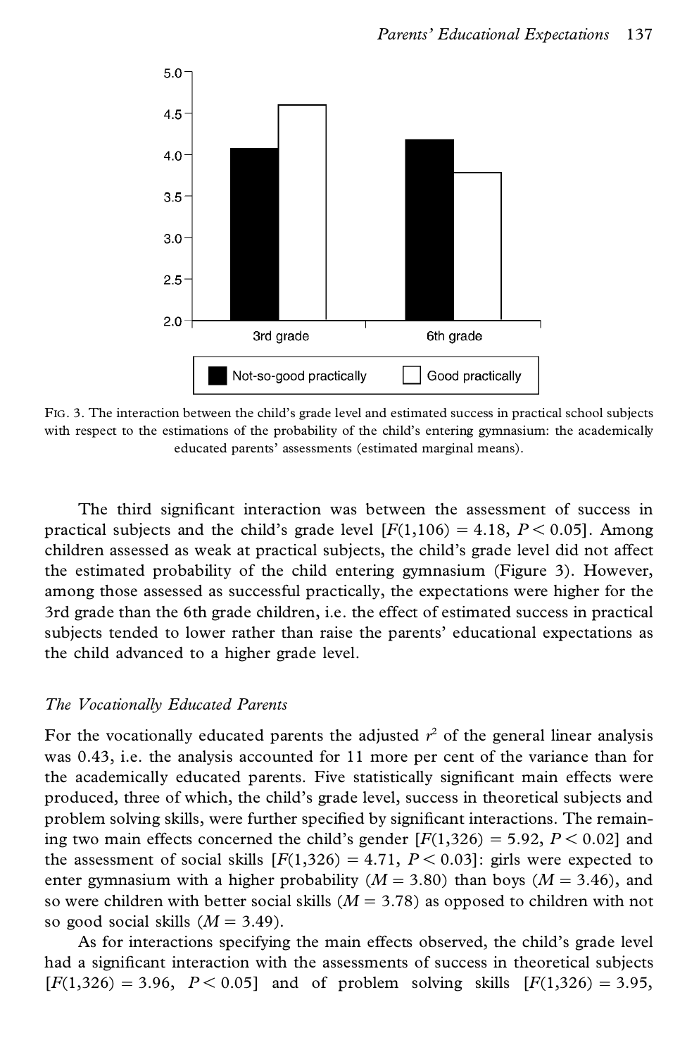FIG. 3. The interaction between the child's grade level and estimated success in practical school subjects with respect to the estimations of the probability of the child's entering gymnasium: the academically educated parents' assessments (estimated marginal means).

The third significant interaction was between the assessment of success in practical subjects and the child's grade level [$F(1,106) = 4.18$, $P < 0.05$]. Among children assessed as weak at practical subjects, the child's grade level did not affect the estimated probability of the child entering gymnasium (Figure 3). However, among those assessed as successful practically, the expectations were higher for the 3rd grade than the 6th grade children, i.e. the effect of estimated success in practical subjects tended to lower rather than raise the parents' educational expectations as the child advanced to a higher grade level.

### *The Vocationally Educated Parents*

For the vocationally educated parents the adjusted $r^2$ of the general linear analysis was 0.43, i.e. the analysis accounted for 11 more per cent of the variance than for the academically educated parents. Five statistically significant main effects were produced, three of which, the child's grade level, success in theoretical subjects and problem solving skills, were further specified by significant interactions. The remaining two main effects concerned the child's gender [$F(1,326) = 5.92$, $P < 0.02$] and the assessment of social skills [$F(1,326) = 4.71$, $P < 0.03$]: girls were expected to enter gymnasium with a higher probability ($M = 3.80$) than boys ($M = 3.46$), and so were children with better social skills ($M = 3.78$) as opposed to children with not so good social skills ($M = 3.49$).

As for interactions specifying the main effects observed, the child's grade level had a significant interaction with the assessments of success in theoretical subjects [$F(1,326) = 3.96$, $P < 0.05$] and of problem solving skills [$F(1,326) = 3.95$,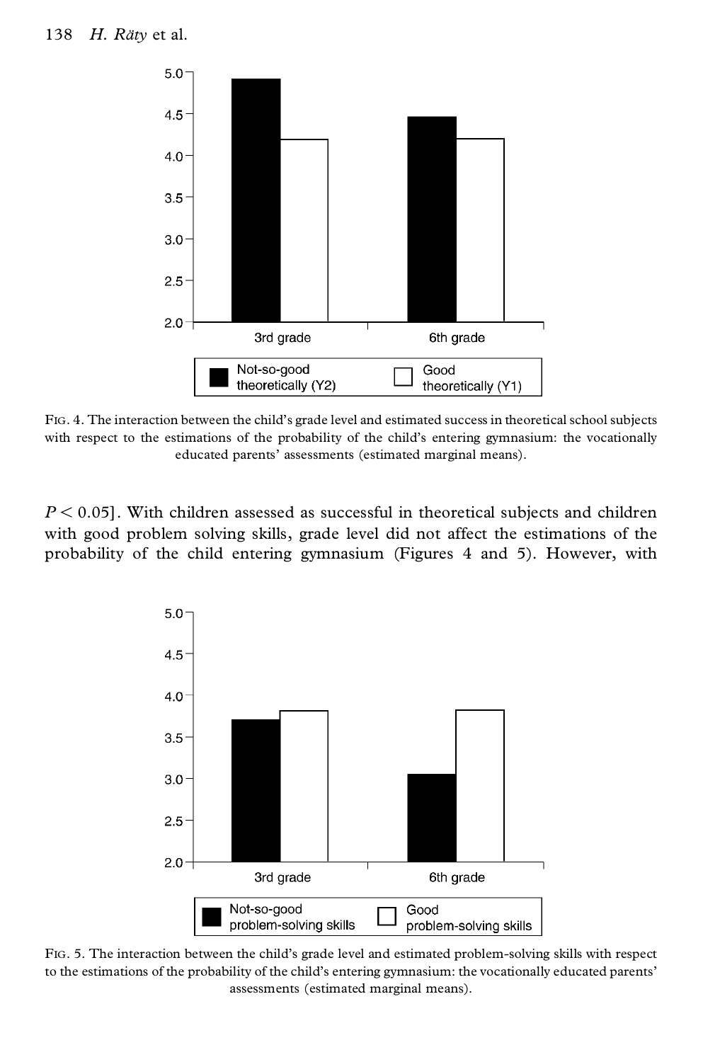FIG. 4. The interaction between the child's grade level and estimated success in theoretical school subjects with respect to the estimations of the probability of the child's entering gymnasium: the vocationally educated parents' assessments (estimated marginal means).

$P < 0.05$]. With children assessed as successful in theoretical subjects and children with good problem solving skills, grade level did not affect the estimations of the probability of the child entering gymnasium (Figures 4 and 5). However, with

FIG. 5. The interaction between the child's grade level and estimated problem-solving skills with respect to the estimations of the probability of the child's entering gymnasium: the vocationally educated parents' assessments (estimated marginal means).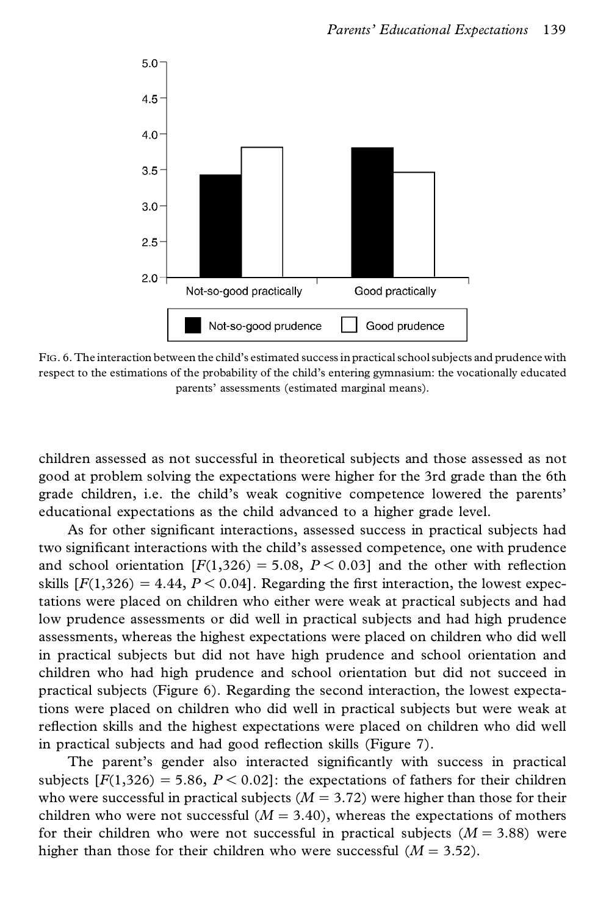FIG. 6. The interaction between the child's estimated success in practical school subjects and prudence with respect to the estimations of the probability of the child's entering gymnasium: the vocationally educated parents' assessments (estimated marginal means).

children assessed as not successful in theoretical subjects and those assessed as not good at problem solving the expectations were higher for the 3rd grade than the 6th grade children, i.e. the child's weak cognitive competence lowered the parents' educational expectations as the child advanced to a higher grade level.

As for other significant interactions, assessed success in practical subjects had two significant interactions with the child's assessed competence, one with prudence and school orientation [$F(1,326) = 5.08$, $P < 0.03$] and the other with reflection skills [$F(1,326) = 4.44$, $P < 0.04$]. Regarding the first interaction, the lowest expectations were placed on children who either were weak at practical subjects and had low prudence assessments or did well in practical subjects and had high prudence assessments, whereas the highest expectations were placed on children who did well in practical subjects but did not have high prudence and school orientation and children who had high prudence and school orientation but did not succeed in practical subjects (Figure 6). Regarding the second interaction, the lowest expectations were placed on children who did well in practical subjects but were weak at reflection skills and the highest expectations were placed on children who did well in practical subjects and had good reflection skills (Figure 7).

The parent's gender also interacted significantly with success in practical subjects [$F(1,326) = 5.86$, $P < 0.02$]: the expectations of fathers for their children who were successful in practical subjects ($M = 3.72$) were higher than those for their children who were not successful ($M = 3.40$), whereas the expectations of mothers for their children who were not successful in practical subjects ($M = 3.88$) were higher than those for their children who were successful ($M = 3.52$).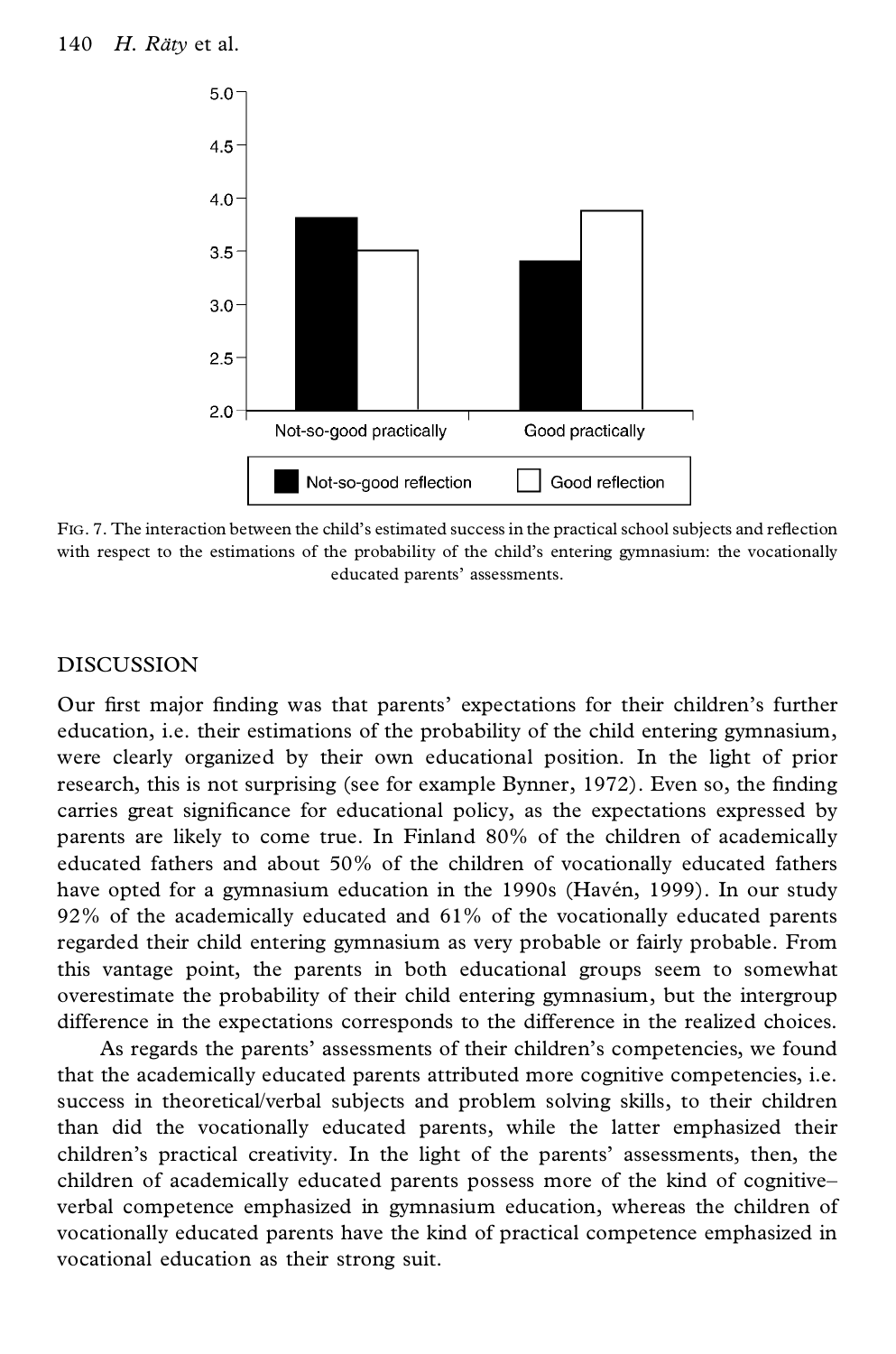FIG. 7. The interaction between the child's estimated success in the practical school subjects and reflection with respect to the estimations of the probability of the child's entering gymnasium: the vocationally educated parents' assessments.

## DISCUSSION

Our first major finding was that parents' expectations for their children's further education, i.e. their estimations of the probability of the child entering gymnasium, were clearly organized by their own educational position. In the light of prior research, this is not surprising (see for example Bynner, 1972). Even so, the finding carries great significance for educational policy, as the expectations expressed by parents are likely to come true. In Finland 80% of the children of academically educated fathers and about 50% of the children of vocationally educated fathers have opted for a gymnasium education in the 1990s (Havén, 1999). In our study 92% of the academically educated and 61% of the vocationally educated parents regarded their child entering gymnasium as very probable or fairly probable. From this vantage point, the parents in both educational groups seem to somewhat overestimate the probability of their child entering gymnasium, but the intergroup difference in the expectations corresponds to the difference in the realized choices.

As regards the parents' assessments of their children's competencies, we found that the academically educated parents attributed more cognitive competencies, i.e. success in theoretical/verbal subjects and problem solving skills, to their children than did the vocationally educated parents, while the latter emphasized their children's practical creativity. In the light of the parents' assessments, then, the children of academically educated parents possess more of the kind of cognitive–verbal competence emphasized in gymnasium education, whereas the children of vocationally educated parents have the kind of practical competence emphasized in vocational education as their strong suit.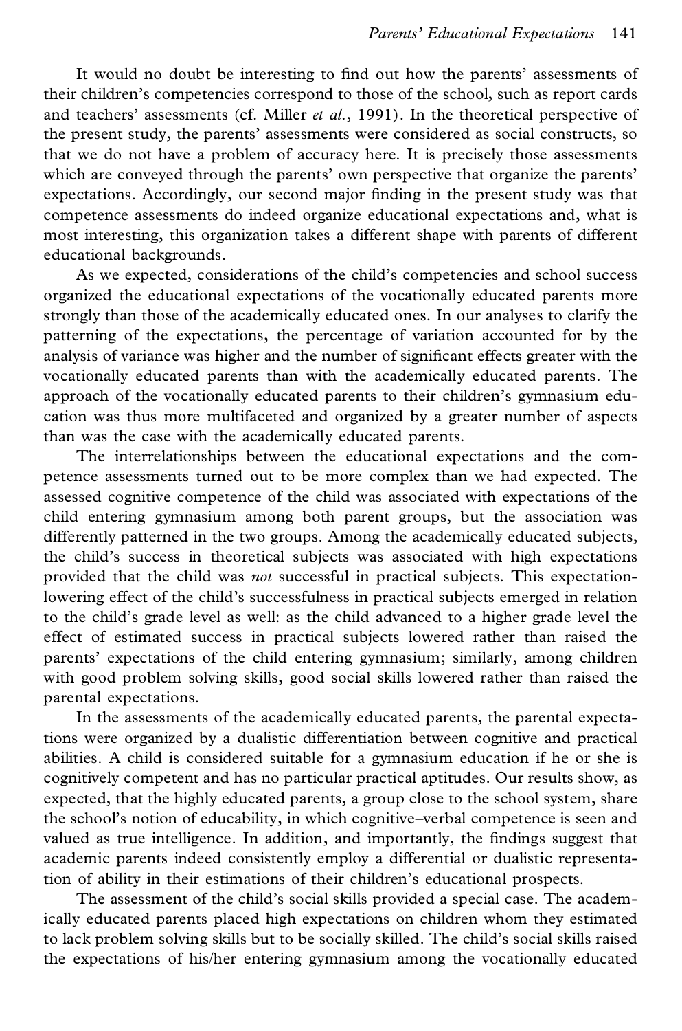It would no doubt be interesting to find out how the parents' assessments of their children's competencies correspond to those of the school, such as report cards and teachers' assessments (cf. Miller *et al.*, 1991). In the theoretical perspective of the present study, the parents' assessments were considered as social constructs, so that we do not have a problem of accuracy here. It is precisely those assessments which are conveyed through the parents' own perspective that organize the parents' expectations. Accordingly, our second major finding in the present study was that competence assessments do indeed organize educational expectations and, what is most interesting, this organization takes a different shape with parents of different educational backgrounds.

As we expected, considerations of the child's competencies and school success organized the educational expectations of the vocationally educated parents more strongly than those of the academically educated ones. In our analyses to clarify the patterning of the expectations, the percentage of variation accounted for by the analysis of variance was higher and the number of significant effects greater with the vocationally educated parents than with the academically educated parents. The approach of the vocationally educated parents to their children's gymnasium education was thus more multifaceted and organized by a greater number of aspects than was the case with the academically educated parents.

The interrelationships between the educational expectations and the competence assessments turned out to be more complex than we had expected. The assessed cognitive competence of the child was associated with expectations of the child entering gymnasium among both parent groups, but the association was differently patterned in the two groups. Among the academically educated subjects, the child's success in theoretical subjects was associated with high expectations provided that the child was *not* successful in practical subjects. This expectation-lowering effect of the child's successfulness in practical subjects emerged in relation to the child's grade level as well: as the child advanced to a higher grade level the effect of estimated success in practical subjects lowered rather than raised the parents' expectations of the child entering gymnasium; similarly, among children with good problem solving skills, good social skills lowered rather than raised the parental expectations.

In the assessments of the academically educated parents, the parental expectations were organized by a dualistic differentiation between cognitive and practical abilities. A child is considered suitable for a gymnasium education if he or she is cognitively competent and has no particular practical aptitudes. Our results show, as expected, that the highly educated parents, a group close to the school system, share the school's notion of educability, in which cognitive–verbal competence is seen and valued as true intelligence. In addition, and importantly, the findings suggest that academic parents indeed consistently employ a differential or dualistic representation of ability in their estimations of their children's educational prospects.

The assessment of the child's social skills provided a special case. The academically educated parents placed high expectations on children whom they estimated to lack problem solving skills but to be socially skilled. The child's social skills raised the expectations of his/her entering gymnasium among the vocationally educated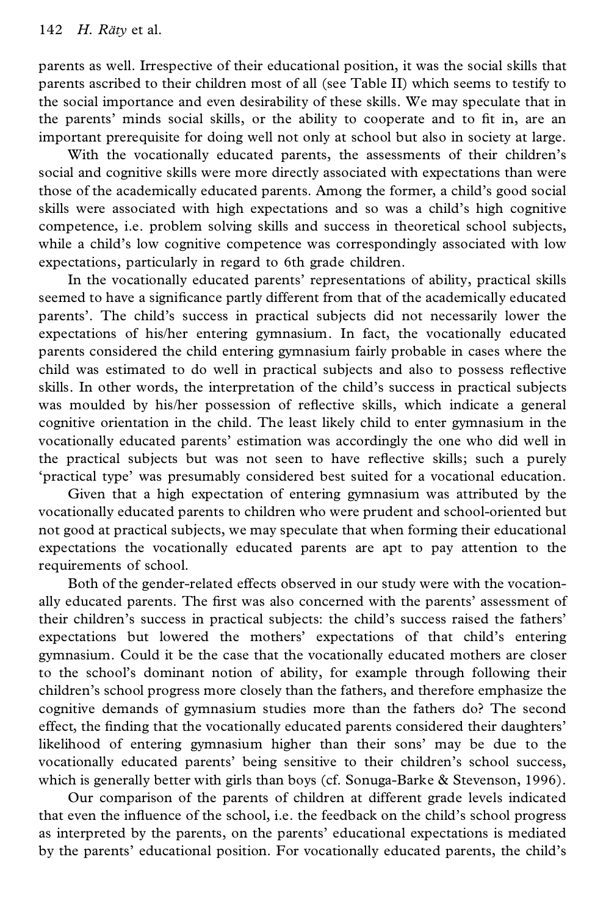parents as well. Irrespective of their educational position, it was the social skills that parents ascribed to their children most of all (see Table II) which seems to testify to the social importance and even desirability of these skills. We may speculate that in the parents' minds social skills, or the ability to cooperate and to fit in, are an important prerequisite for doing well not only at school but also in society at large.

With the vocationally educated parents, the assessments of their children's social and cognitive skills were more directly associated with expectations than were those of the academically educated parents. Among the former, a child's good social skills were associated with high expectations and so was a child's high cognitive competence, i.e. problem solving skills and success in theoretical school subjects, while a child's low cognitive competence was correspondingly associated with low expectations, particularly in regard to 6th grade children.

In the vocationally educated parents' representations of ability, practical skills seemed to have a significance partly different from that of the academically educated parents'. The child's success in practical subjects did not necessarily lower the expectations of his/her entering gymnasium. In fact, the vocationally educated parents considered the child entering gymnasium fairly probable in cases where the child was estimated to do well in practical subjects and also to possess reflective skills. In other words, the interpretation of the child's success in practical subjects was moulded by his/her possession of reflective skills, which indicate a general cognitive orientation in the child. The least likely child to enter gymnasium in the vocationally educated parents' estimation was accordingly the one who did well in the practical subjects but was not seen to have reflective skills; such a purely 'practical type' was presumably considered best suited for a vocational education.

Given that a high expectation of entering gymnasium was attributed by the vocationally educated parents to children who were prudent and school-oriented but not good at practical subjects, we may speculate that when forming their educational expectations the vocationally educated parents are apt to pay attention to the requirements of school.

Both of the gender-related effects observed in our study were with the vocationally educated parents. The first was also concerned with the parents' assessment of their children's success in practical subjects: the child's success raised the fathers' expectations but lowered the mothers' expectations of that child's entering gymnasium. Could it be the case that the vocationally educated mothers are closer to the school's dominant notion of ability, for example through following their children's school progress more closely than the fathers, and therefore emphasize the cognitive demands of gymnasium studies more than the fathers do? The second effect, the finding that the vocationally educated parents considered their daughters' likelihood of entering gymnasium higher than their sons' may be due to the vocationally educated parents' being sensitive to their children's school success, which is generally better with girls than boys (cf. Sonuga-Barke & Stevenson, 1996).

Our comparison of the parents of children at different grade levels indicated that even the influence of the school, i.e. the feedback on the child's school progress as interpreted by the parents, on the parents' educational expectations is mediated by the parents' educational position. For vocationally educated parents, the child's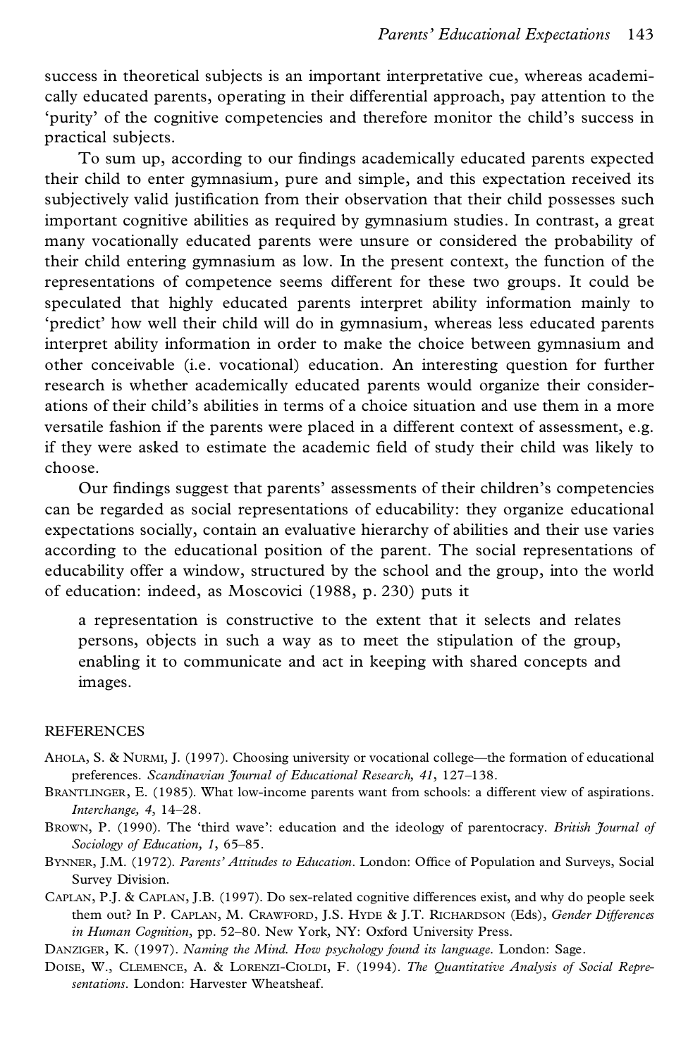success in theoretical subjects is an important interpretative cue, whereas academically educated parents, operating in their differential approach, pay attention to the 'purity' of the cognitive competencies and therefore monitor the child's success in practical subjects.

To sum up, according to our findings academically educated parents expected their child to enter gymnasium, pure and simple, and this expectation received its subjectively valid justification from their observation that their child possesses such important cognitive abilities as required by gymnasium studies. In contrast, a great many vocationally educated parents were unsure or considered the probability of their child entering gymnasium as low. In the present context, the function of the representations of competence seems different for these two groups. It could be speculated that highly educated parents interpret ability information mainly to 'predict' how well their child will do in gymnasium, whereas less educated parents interpret ability information in order to make the choice between gymnasium and other conceivable (i.e. vocational) education. An interesting question for further research is whether academically educated parents would organize their considerations of their child's abilities in terms of a choice situation and use them in a more versatile fashion if the parents were placed in a different context of assessment, e.g. if they were asked to estimate the academic field of study their child was likely to choose.

Our findings suggest that parents' assessments of their children's competencies can be regarded as social representations of educability: they organize educational expectations socially, contain an evaluative hierarchy of abilities and their use varies according to the educational position of the parent. The social representations of educability offer a window, structured by the school and the group, into the world of education: indeed, as Moscovici (1988, p. 230) puts it

> a representation is constructive to the extent that it selects and relates persons, objects in such a way as to meet the stipulation of the group, enabling it to communicate and act in keeping with shared concepts and images.

## REFERENCES

Ahola, S. & Nurmi, J. (1997). Choosing university or vocational college—the formation of educational preferences. *Scandinavian Journal of Educational Research, 41*, 127–138.

Brantlinger, E. (1985). What low-income parents want from schools: a different view of aspirations. *Interchange, 4*, 14–28.

Brown, P. (1990). The 'third wave': education and the ideology of parentocracy. *British Journal of Sociology of Education, 1*, 65–85.

Bynner, J.M. (1972). *Parents' Attitudes to Education*. London: Office of Population and Surveys, Social Survey Division.

Caplan, P.J. & Caplan, J.B. (1997). Do sex-related cognitive differences exist, and why do people seek them out? In P. Caplan, M. Crawford, J.S. Hyde & J.T. Richardson (Eds), *Gender Differences in Human Cognition*, pp. 52–80. New York, NY: Oxford University Press.

Danziger, K. (1997). *Naming the Mind. How psychology found its language*. London: Sage.

Doise, W., Clemence, A. & Lorenzi-Cioldi, F. (1994). *The Quantitative Analysis of Social Representations*. London: Harvester Wheatsheaf.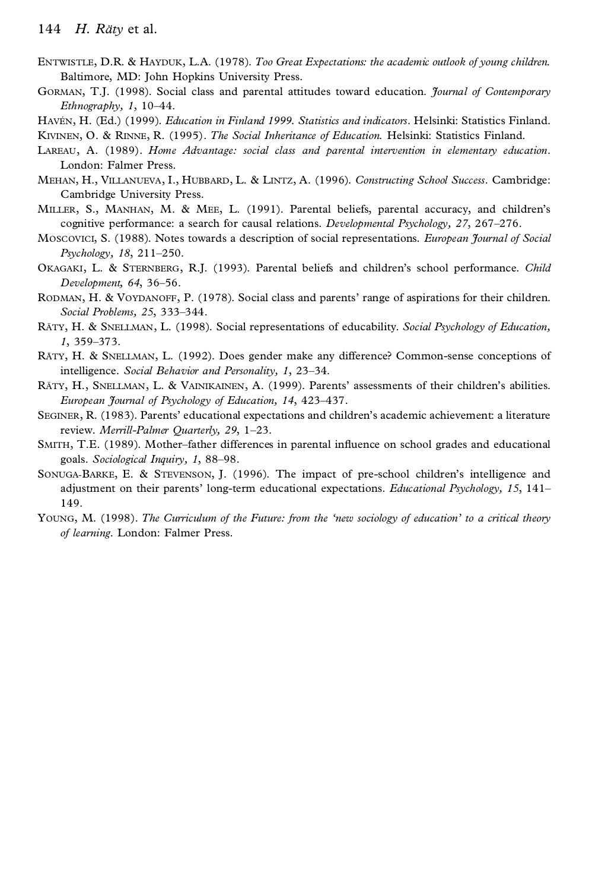Entwistle, D.R. & Hayduk, L.A. (1978). *Too Great Expectations: the academic outlook of young children.* Baltimore, MD: John Hopkins University Press.

Gorman, T.J. (1998). Social class and parental attitudes toward education. *Journal of Contemporary Ethnography, 1*, 10–44.

Havén, H. (Ed.) (1999). *Education in Finland 1999. Statistics and indicators*. Helsinki: Statistics Finland.

Kivinen, O. & Rinne, R. (1995). *The Social Inheritance of Education.* Helsinki: Statistics Finland.

Lareau, A. (1989). *Home Advantage: social class and parental intervention in elementary education*. London: Falmer Press.

Mehan, H., Villanueva, I., Hubbard, L. & Lintz, A. (1996). *Constructing School Success*. Cambridge: Cambridge University Press.

Miller, S., Manhan, M. & Mee, L. (1991). Parental beliefs, parental accuracy, and children's cognitive performance: a search for causal relations. *Developmental Psychology, 27*, 267–276.

Moscovici, S. (1988). Notes towards a description of social representations. *European Journal of Social Psychology, 18*, 211–250.

Okagaki, L. & Sternberg, R.J. (1993). Parental beliefs and children's school performance. *Child Development, 64*, 36–56.

Rodman, H. & Voydanoff, P. (1978). Social class and parents' range of aspirations for their children. *Social Problems, 25*, 333–344.

Räty, H. & Snellman, L. (1998). Social representations of educability. *Social Psychology of Education, 1*, 359–373.

Räty, H. & Snellman, L. (1992). Does gender make any difference? Common-sense conceptions of intelligence. *Social Behavior and Personality, 1*, 23–34.

Räty, H., Snellman, L. & Vainikainen, A. (1999). Parents' assessments of their children's abilities. *European Journal of Psychology of Education, 14*, 423–437.

Seginer, R. (1983). Parents' educational expectations and children's academic achievement: a literature review. *Merrill-Palmer Quarterly, 29*, 1–23.

Smith, T.E. (1989). Mother–father differences in parental influence on school grades and educational goals. *Sociological Inquiry, 1*, 88–98.

Sonuga-Barke, E. & Stevenson, J. (1996). The impact of pre-school children's intelligence and adjustment on their parents' long-term educational expectations. *Educational Psychology, 15*, 141–149.

Young, M. (1998). *The Curriculum of the Future: from the 'new sociology of education' to a critical theory of learning*. London: Falmer Press.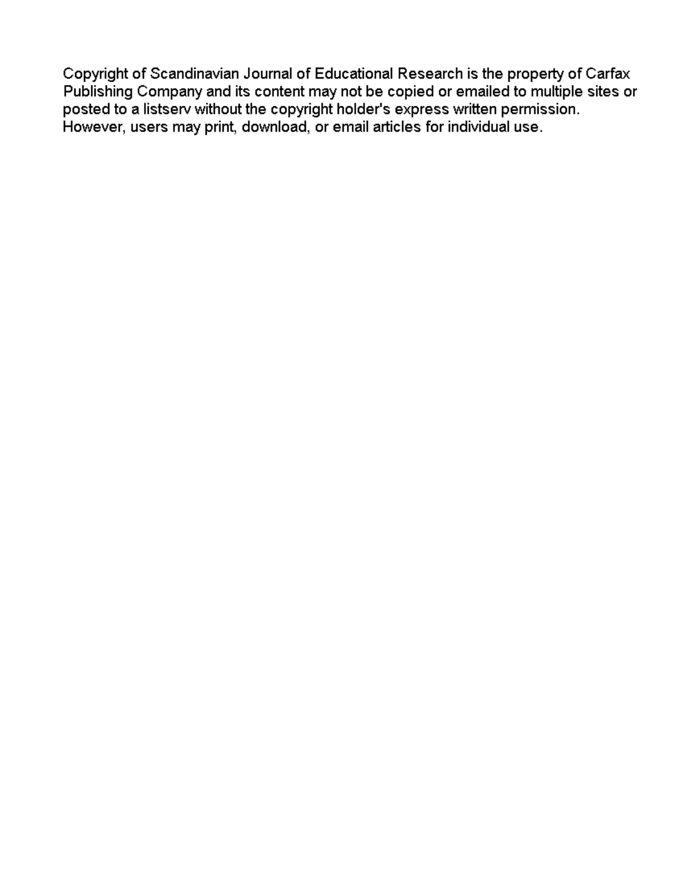Copyright of Scandinavian Journal of Educational Research is the property of Carfax Publishing Company and its content may not be copied or emailed to multiple sites or posted to a listserv without the copyright holder's express written permission. However, users may print, download, or email articles for individual use.